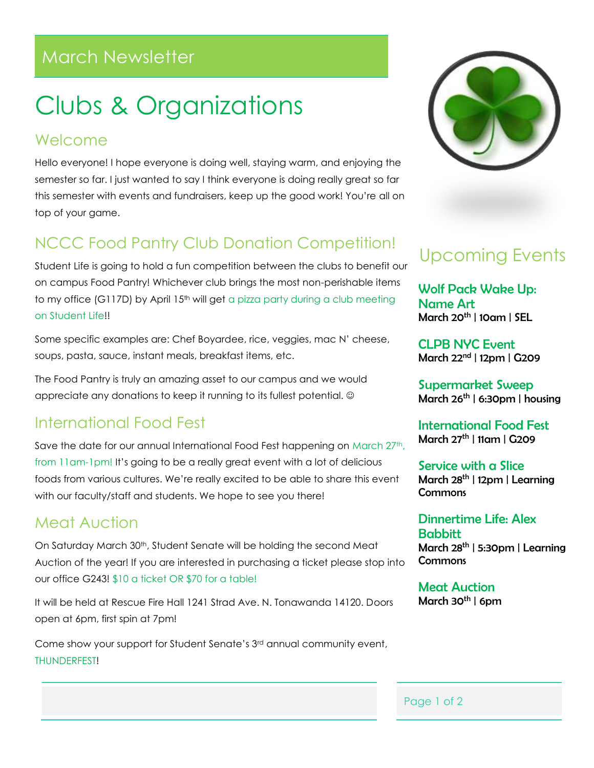# March Newsletter

# Clubs & Organizations

## Welcome

Hello everyone! I hope everyone is doing well, staying warm, and enjoying the semester so far. I just wanted to say I think everyone is doing really great so far this semester with events and fundraisers, keep up the good work! You're all on top of your game.

## NCCC Food Pantry Club Donation Competition!

Student Life is going to hold a fun competition between the clubs to benefit our on campus Food Pantry! Whichever club brings the most non-perishable items to my office (G117D) by April 15th will get a pizza party during a club meeting on Student Life!!

Some specific examples are: Chef Boyardee, rice, veggies, mac N' cheese, soups, pasta, sauce, instant meals, breakfast items, etc.

The Food Pantry is truly an amazing asset to our campus and we would appreciate any donations to keep it running to its fullest potential. ☺

## International Food Fest

Save the date for our annual International Food Fest happening on March 27th, from 11am-1pm! It's going to be a really great event with a lot of delicious foods from various cultures. We're really excited to be able to share this event with our faculty/staff and students. We hope to see you there!

## Meat Auction

On Saturday March 30th, Student Senate will be holding the second Meat Auction of the year! If you are interested in purchasing a ticket please stop into our office G243! $10 a ticket OR $70 for a table!

It will be held at Rescue Fire Hall 1241 Strad Ave. N. Tonawanda 14120. Doors open at 6pm, first spin at 7pm!

Come show your support for Student Senate's 3rd annual community event, THUNDERFEST!

## Upcoming Events

**Wolf Pack Wake Up: Name Art**
March 20th | 10am | SEL

**CLPB NYC Event**
March 22nd | 12pm | G209

**Supermarket Sweep**
March 26th | 6:30pm | housing

**International Food Fest**
March 27th | 11am | G209

**Service with a Slice**
March 28th | 12pm | Learning Commons

**Dinnertime Life: Alex Babbitt**
March 28th | 5:30pm | Learning Commons

**Meat Auction**
March 30th | 6pm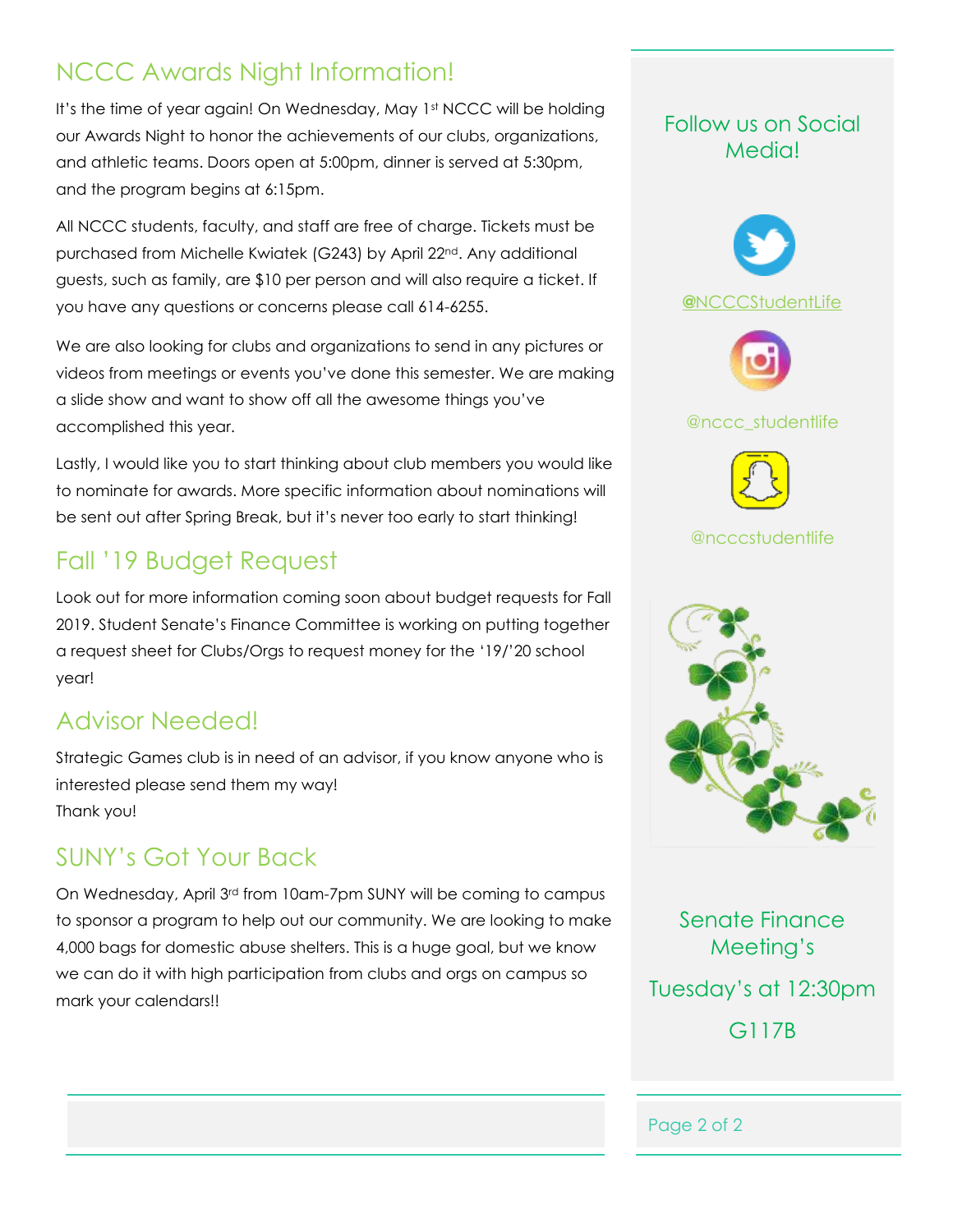## NCCC Awards Night Information!

It's the time of year again! On Wednesday, May 1st NCCC will be holding our Awards Night to honor the achievements of our clubs, organizations, and athletic teams. Doors open at 5:00pm, dinner is served at 5:30pm, and the program begins at 6:15pm.

All NCCC students, faculty, and staff are free of charge. Tickets must be purchased from Michelle Kwiatek (G243) by April 22nd. Any additional guests, such as family, are $10 per person and will also require a ticket. If you have any questions or concerns please call 614-6255.

We are also looking for clubs and organizations to send in any pictures or videos from meetings or events you've done this semester. We are making a slide show and want to show off all the awesome things you've accomplished this year.

Lastly, I would like you to start thinking about club members you would like to nominate for awards. More specific information about nominations will be sent out after Spring Break, but it's never too early to start thinking!

## Fall '19 Budget Request

Look out for more information coming soon about budget requests for Fall 2019. Student Senate's Finance Committee is working on putting together a request sheet for Clubs/Orgs to request money for the '19/'20 school year!

## Advisor Needed!

Strategic Games club is in need of an advisor, if you know anyone who is interested please send them my way!
Thank you!

## SUNY's Got Your Back

On Wednesday, April 3rd from 10am-7pm SUNY will be coming to campus to sponsor a program to help out our community. We are looking to make 4,000 bags for domestic abuse shelters. This is a huge goal, but we know we can do it with high participation from clubs and orgs on campus so mark your calendars!!

## Follow us on Social Media!

@NCCCStudentLife

@nccc_studentlife

@ncccstudentlife

## Senate Finance Meeting's

Tuesday's at 12:30pm

G117B